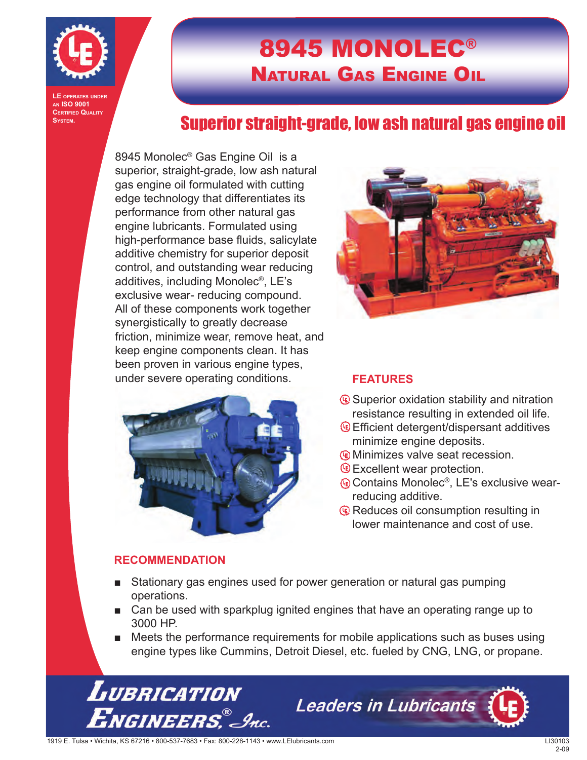LE operates under an ISO 9001 Certified Quality System.

# 8945 MONOLEC®

## Natural Gas Engine Oil

### Superior straight-grade, low ash natural gas engine oil

8945 Monolec® Gas Engine Oil is a superior, straight-grade, low ash natural gas engine oil formulated with cutting edge technology that differentiates its performance from other natural gas engine lubricants. Formulated using high-performance base fluids, salicylate additive chemistry for superior deposit control, and outstanding wear reducing additives, including Monolec®, LE's exclusive wear- reducing compound. All of these components work together synergistically to greatly decrease friction, minimize wear, remove heat, and keep engine components clean. It has been proven in various engine types, under severe operating conditions.

## FEATURES

- Superior oxidation stability and nitration resistance resulting in extended oil life.
- Efficient detergent/dispersant additives minimize engine deposits.
- Minimizes valve seat recession.
- Excellent wear protection.
- Contains Monolec®, LE's exclusive wear-reducing additive.
- Reduces oil consumption resulting in lower maintenance and cost of use.

## RECOMMENDATION

- Stationary gas engines used for power generation or natural gas pumping operations.
- Can be used with sparkplug ignited engines that have an operating range up to 3000 HP.
- Meets the performance requirements for mobile applications such as buses using engine types like Cummins, Detroit Diesel, etc. fueled by CNG, LNG, or propane.

**Lubrication Engineers®, Inc.** — Leaders in Lubricants

1919 E. Tulsa • Wichita, KS 67216 • 800-537-7683 • Fax: 800-228-1143 • www.LElubricants.com

LI30103
2-09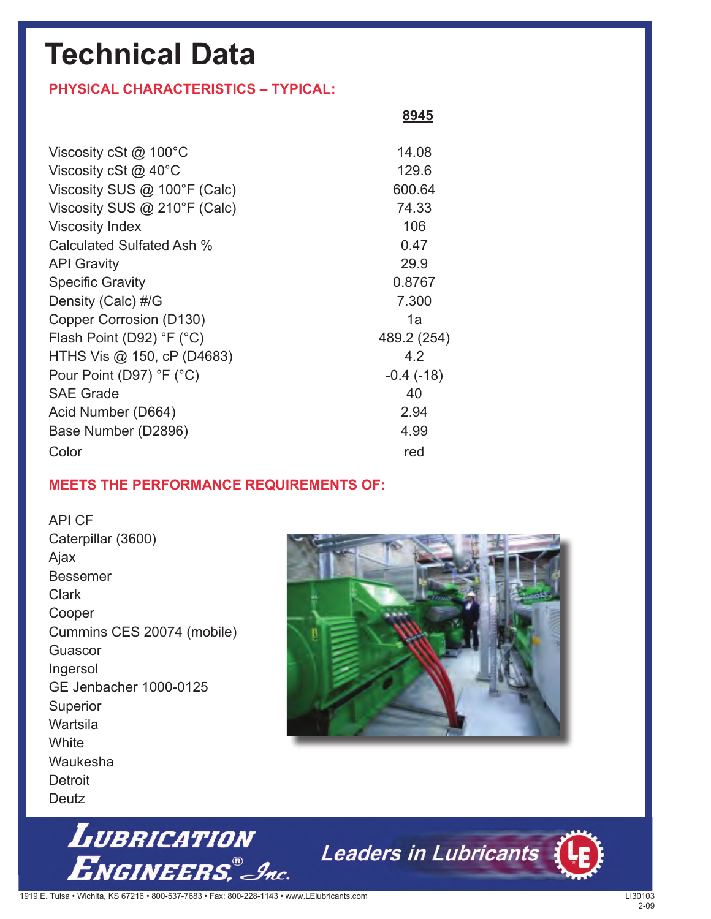# Technical Data

## PHYSICAL CHARACTERISTICS – TYPICAL:

| | 8945 |
|---|---|
| Viscosity cSt @ 100°C | 14.08 |
| Viscosity cSt @ 40°C | 129.6 |
| Viscosity SUS @ 100°F (Calc) | 600.64 |
| Viscosity SUS @ 210°F (Calc) | 74.33 |
| Viscosity Index | 106 |
| Calculated Sulfated Ash % | 0.47 |
| API Gravity | 29.9 |
| Specific Gravity | 0.8767 |
| Density (Calc) #/G | 7.300 |
| Copper Corrosion (D130) | 1a |
| Flash Point (D92) °F (°C) | 489.2 (254) |
| HTHS Vis @ 150, cP (D4683) | 4.2 |
| Pour Point (D97) °F (°C) | -0.4 (-18) |
| SAE Grade | 40 |
| Acid Number (D664) | 2.94 |
| Base Number (D2896) | 4.99 |
| Color | red |

## MEETS THE PERFORMANCE REQUIREMENTS OF:

API CF
Caterpillar (3600)
Ajax
Bessemer
Clark
Cooper
Cummins CES 20074 (mobile)
Guascor
Ingersol
GE Jenbacher 1000-0125
Superior
Wartsila
White
Waukesha
Detroit
Deutz

LUBRICATION ENGINEERS®, Inc.

Leaders in Lubricants

1919 E. Tulsa • Wichita, KS 67216 • 800-537-7683 • Fax: 800-228-1143 • www.LElubricants.com

LI30103
2-09